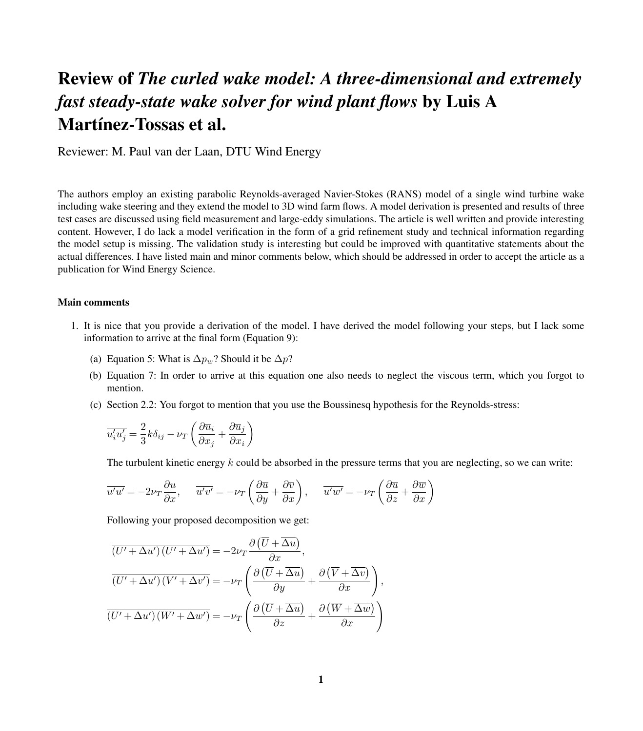# Review of *The curled wake model: A three-dimensional and extremely fast steady-state wake solver for wind plant flows* by Luis A Martínez-Tossas et al.

Reviewer: M. Paul van der Laan, DTU Wind Energy

The authors employ an existing parabolic Reynolds-averaged Navier-Stokes (RANS) model of a single wind turbine wake including wake steering and they extend the model to 3D wind farm flows. A model derivation is presented and results of three test cases are discussed using field measurement and large-eddy simulations. The article is well written and provide interesting content. However, I do lack a model verification in the form of a grid refinement study and technical information regarding the model setup is missing. The validation study is interesting but could be improved with quantitative statements about the actual differences. I have listed main and minor comments below, which should be addressed in order to accept the article as a publication for Wind Energy Science.

**Main comments**

1. It is nice that you provide a derivation of the model. I have derived the model following your steps, but I lack some information to arrive at the final form (Equation 9):

   (a) Equation 5: What is $\Delta p_w$? Should it be $\Delta p$?

   (b) Equation 7: In order to arrive at this equation one also needs to neglect the viscous term, which you forgot to mention.

   (c) Section 2.2: You forgot to mention that you use the Boussinesq hypothesis for the Reynolds-stress:

   $$\overline{u_i'u_j'} = \frac{2}{3}k\delta_{ij} - \nu_T\left(\frac{\partial \overline{u}_i}{\partial x_j} + \frac{\partial \overline{u}_j}{\partial x_i}\right)$$

   The turbulent kinetic energy $k$ could be absorbed in the pressure terms that you are neglecting, so we can write:

   $$\overline{u'u'} = -2\nu_T\frac{\partial u}{\partial x}, \quad \overline{u'v'} = -\nu_T\left(\frac{\partial \overline{u}}{\partial y} + \frac{\partial \overline{v}}{\partial x}\right), \quad \overline{u'w'} = -\nu_T\left(\frac{\partial \overline{u}}{\partial z} + \frac{\partial \overline{w}}{\partial x}\right)$$

   Following your proposed decomposition we get:

   $$\overline{(U' + \Delta u')(U' + \Delta u')} = -2\nu_T\frac{\partial\left(\overline{U} + \overline{\Delta u}\right)}{\partial x},$$

   $$\overline{(U' + \Delta u')(V' + \Delta v')} = -\nu_T\left(\frac{\partial\left(\overline{U} + \overline{\Delta u}\right)}{\partial y} + \frac{\partial\left(\overline{V} + \overline{\Delta v}\right)}{\partial x}\right),$$

   $$\overline{(U' + \Delta u')(W' + \Delta w')} = -\nu_T\left(\frac{\partial\left(\overline{U} + \overline{\Delta u}\right)}{\partial z} + \frac{\partial\left(\overline{W} + \overline{\Delta w}\right)}{\partial x}\right)$$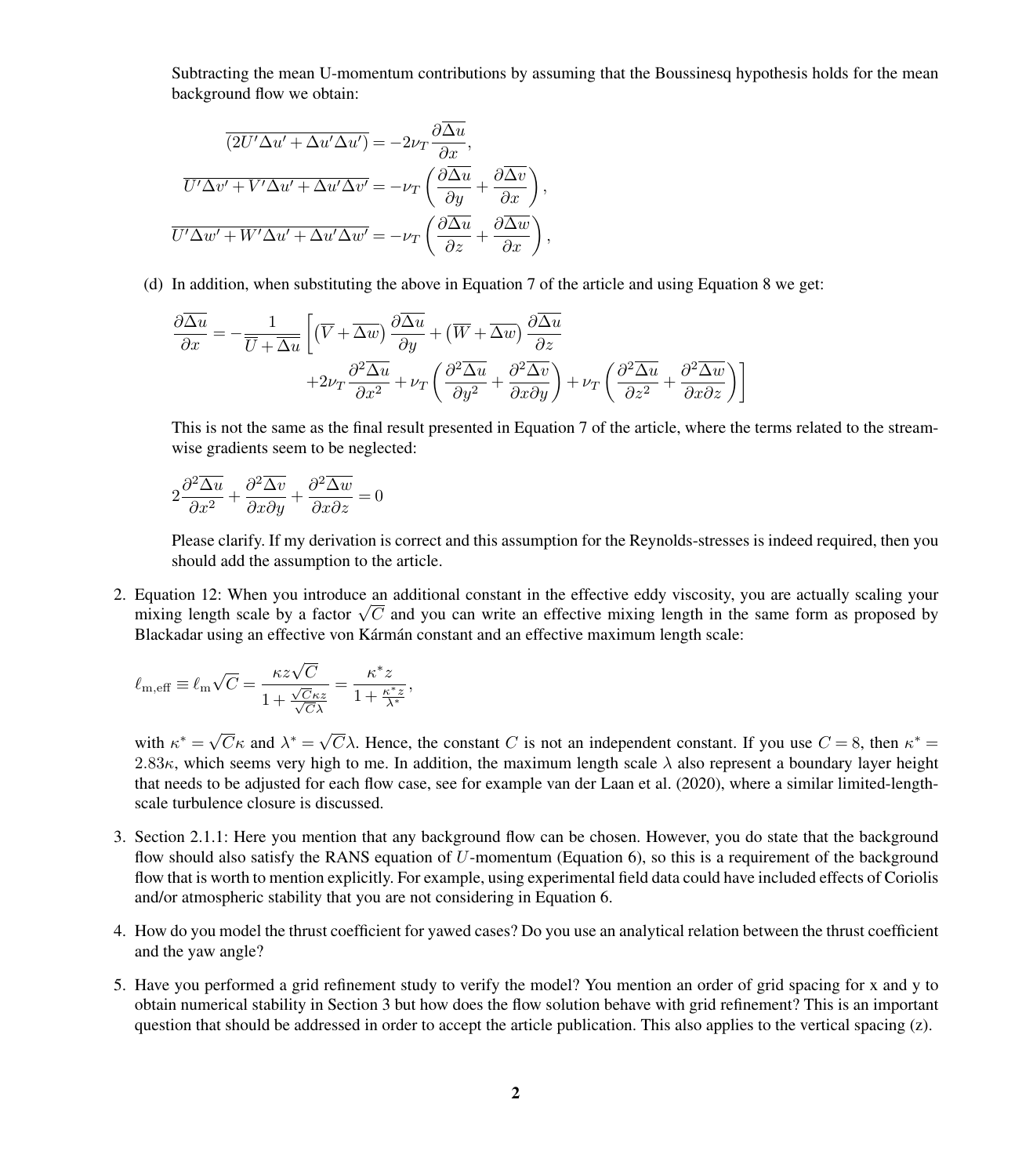Subtracting the mean U-momentum contributions by assuming that the Boussinesq hypothesis holds for the mean background flow we obtain:

$$
\begin{aligned}
\overline{(2U'\Delta u' + \Delta u'\Delta u')} &= -2\nu_T \frac{\partial \overline{\Delta u}}{\partial x}, \\
\overline{U'\Delta v' + V'\Delta u' + \Delta u'\Delta v'} &= -\nu_T \left( \frac{\partial \overline{\Delta u}}{\partial y} + \frac{\partial \overline{\Delta v}}{\partial x} \right), \\
\overline{U'\Delta w' + W'\Delta u' + \Delta u'\Delta w'} &= -\nu_T \left( \frac{\partial \overline{\Delta u}}{\partial z} + \frac{\partial \overline{\Delta w}}{\partial x} \right),
\end{aligned}
$$

(d) In addition, when substituting the above in Equation 7 of the article and using Equation 8 we get:

$$
\begin{aligned}
\frac{\partial \overline{\Delta u}}{\partial x} = -\frac{1}{\overline{U} + \overline{\Delta u}} \Bigg[ \left(\overline{V} + \overline{\Delta w}\right) \frac{\partial \overline{\Delta u}}{\partial y} + \left(\overline{W} + \overline{\Delta w}\right) \frac{\partial \overline{\Delta u}}{\partial z} \\
+ 2\nu_T \frac{\partial^2 \overline{\Delta u}}{\partial x^2} + \nu_T \left( \frac{\partial^2 \overline{\Delta u}}{\partial y^2} + \frac{\partial^2 \overline{\Delta v}}{\partial x \partial y} \right) + \nu_T \left( \frac{\partial^2 \overline{\Delta u}}{\partial z^2} + \frac{\partial^2 \overline{\Delta w}}{\partial x \partial z} \right) \Bigg]
\end{aligned}
$$

This is not the same as the final result presented in Equation 7 of the article, where the terms related to the stream-wise gradients seem to be neglected:

$$
2\frac{\partial^2 \overline{\Delta u}}{\partial x^2} + \frac{\partial^2 \overline{\Delta v}}{\partial x \partial y} + \frac{\partial^2 \overline{\Delta w}}{\partial x \partial z} = 0
$$

Please clarify. If my derivation is correct and this assumption for the Reynolds-stresses is indeed required, then you should add the assumption to the article.

2. Equation 12: When you introduce an additional constant in the effective eddy viscosity, you are actually scaling your mixing length scale by a factor $\sqrt{C}$ and you can write an effective mixing length in the same form as proposed by Blackadar using an effective von Kármán constant and an effective maximum length scale:

$$
\ell_{\mathrm{m,eff}} \equiv \ell_{\mathrm{m}} \sqrt{C} = \frac{\kappa z \sqrt{C}}{1 + \frac{\sqrt{C}\kappa z}{\sqrt{C}\lambda}} = \frac{\kappa^* z}{1 + \frac{\kappa^* z}{\lambda^*}},
$$

with $\kappa^* = \sqrt{C}\kappa$ and $\lambda^* = \sqrt{C}\lambda$. Hence, the constant $C$ is not an independent constant. If you use $C = 8$, then $\kappa^* = 2.83\kappa$, which seems very high to me. In addition, the maximum length scale $\lambda$ also represent a boundary layer height that needs to be adjusted for each flow case, see for example van der Laan et al. (2020), where a similar limited-length-scale turbulence closure is discussed.

3. Section 2.1.1: Here you mention that any background flow can be chosen. However, you do state that the background flow should also satisfy the RANS equation of $U$-momentum (Equation 6), so this is a requirement of the background flow that is worth to mention explicitly. For example, using experimental field data could have included effects of Coriolis and/or atmospheric stability that you are not considering in Equation 6.

4. How do you model the thrust coefficient for yawed cases? Do you use an analytical relation between the thrust coefficient and the yaw angle?

5. Have you performed a grid refinement study to verify the model? You mention an order of grid spacing for x and y to obtain numerical stability in Section 3 but how does the flow solution behave with grid refinement? This is an important question that should be addressed in order to accept the article publication. This also applies to the vertical spacing (z).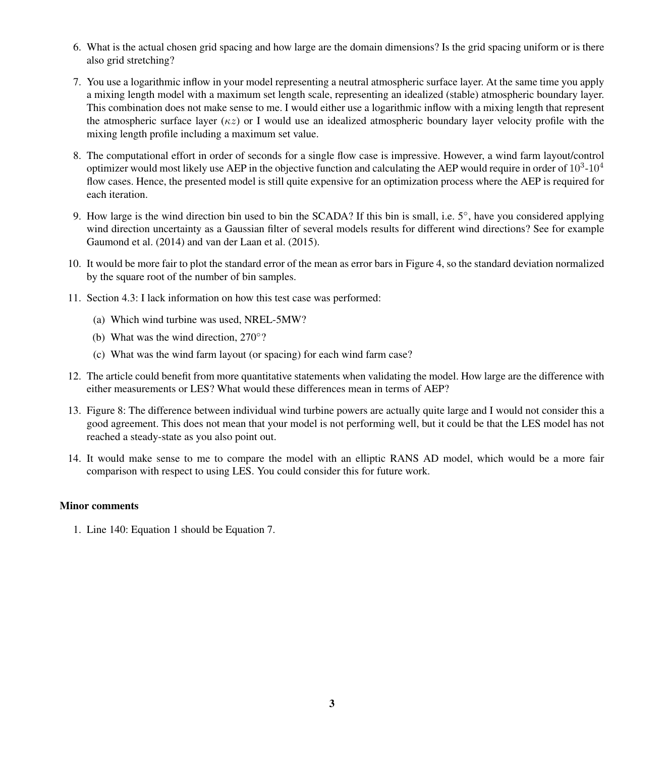6. What is the actual chosen grid spacing and how large are the domain dimensions? Is the grid spacing uniform or is there also grid stretching?

7. You use a logarithmic inflow in your model representing a neutral atmospheric surface layer. At the same time you apply a mixing length model with a maximum set length scale, representing an idealized (stable) atmospheric boundary layer. This combination does not make sense to me. I would either use a logarithmic inflow with a mixing length that represent the atmospheric surface layer ($\kappa z$) or I would use an idealized atmospheric boundary layer velocity profile with the mixing length profile including a maximum set value.

8. The computational effort in order of seconds for a single flow case is impressive. However, a wind farm layout/control optimizer would most likely use AEP in the objective function and calculating the AEP would require in order of $10^3$-$10^4$ flow cases. Hence, the presented model is still quite expensive for an optimization process where the AEP is required for each iteration.

9. How large is the wind direction bin used to bin the SCADA? If this bin is small, i.e. 5°, have you considered applying wind direction uncertainty as a Gaussian filter of several models results for different wind directions? See for example Gaumond et al. (2014) and van der Laan et al. (2015).

10. It would be more fair to plot the standard error of the mean as error bars in Figure 4, so the standard deviation normalized by the square root of the number of bin samples.

11. Section 4.3: I lack information on how this test case was performed:

    (a) Which wind turbine was used, NREL-5MW?

    (b) What was the wind direction, 270°?

    (c) What was the wind farm layout (or spacing) for each wind farm case?

12. The article could benefit from more quantitative statements when validating the model. How large are the difference with either measurements or LES? What would these differences mean in terms of AEP?

13. Figure 8: The difference between individual wind turbine powers are actually quite large and I would not consider this a good agreement. This does not mean that your model is not performing well, but it could be that the LES model has not reached a steady-state as you also point out.

14. It would make sense to me to compare the model with an elliptic RANS AD model, which would be a more fair comparison with respect to using LES. You could consider this for future work.

**Minor comments**

1. Line 140: Equation 1 should be Equation 7.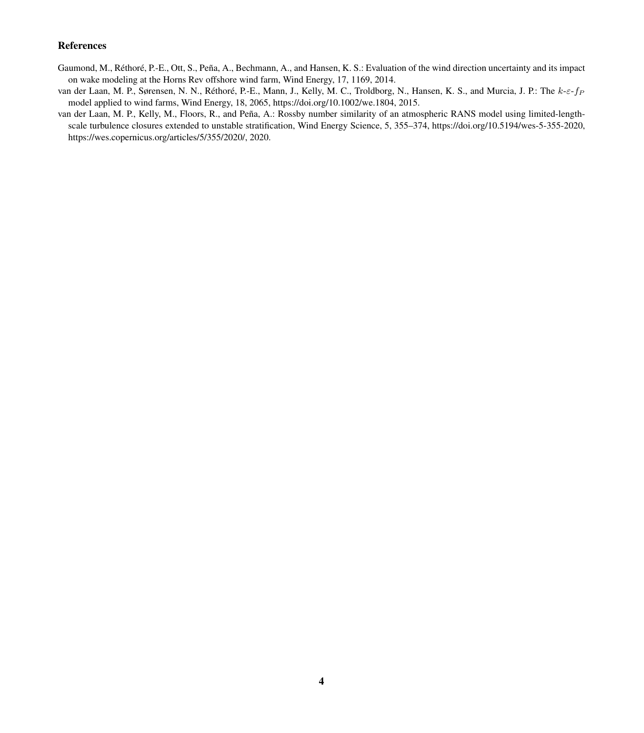## References

Gaumond, M., Réthoré, P.-E., Ott, S., Peña, A., Bechmann, A., and Hansen, K. S.: Evaluation of the wind direction uncertainty and its impact on wake modeling at the Horns Rev offshore wind farm, Wind Energy, 17, 1169, 2014.

van der Laan, M. P., Sørensen, N. N., Réthoré, P.-E., Mann, J., Kelly, M. C., Troldborg, N., Hansen, K. S., and Murcia, J. P.: The $k$-$\varepsilon$-$f_P$ model applied to wind farms, Wind Energy, 18, 2065, https://doi.org/10.1002/we.1804, 2015.

van der Laan, M. P., Kelly, M., Floors, R., and Peña, A.: Rossby number similarity of an atmospheric RANS model using limited-length-scale turbulence closures extended to unstable stratification, Wind Energy Science, 5, 355–374, https://doi.org/10.5194/wes-5-355-2020, https://wes.copernicus.org/articles/5/355/2020/, 2020.